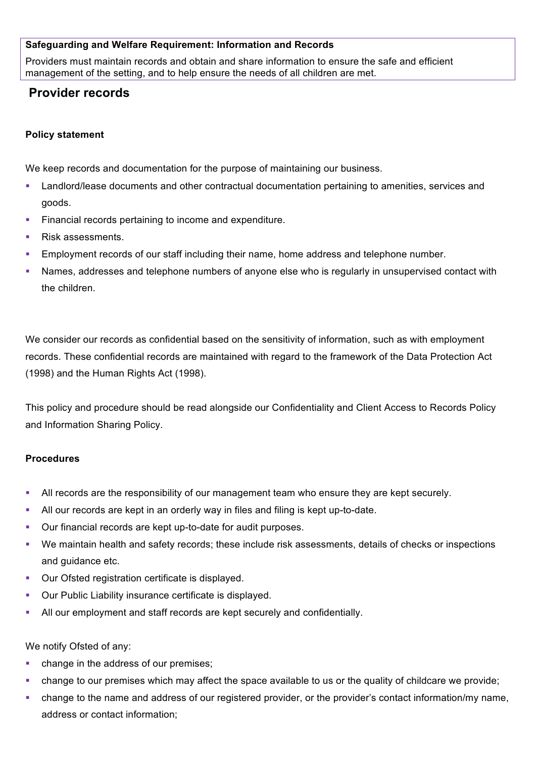**Safeguarding and Welfare Requirement: Information and Records**

Providers must maintain records and obtain and share information to ensure the safe and efficient management of the setting, and to help ensure the needs of all children are met.

## Provider records

### Policy statement

We keep records and documentation for the purpose of maintaining our business.

- Landlord/lease documents and other contractual documentation pertaining to amenities, services and goods.
- Financial records pertaining to income and expenditure.
- Risk assessments.
- Employment records of our staff including their name, home address and telephone number.
- Names, addresses and telephone numbers of anyone else who is regularly in unsupervised contact with the children.

We consider our records as confidential based on the sensitivity of information, such as with employment records. These confidential records are maintained with regard to the framework of the Data Protection Act (1998) and the Human Rights Act (1998).

This policy and procedure should be read alongside our Confidentiality and Client Access to Records Policy and Information Sharing Policy.

### Procedures

- All records are the responsibility of our management team who ensure they are kept securely.
- All our records are kept in an orderly way in files and filing is kept up-to-date.
- Our financial records are kept up-to-date for audit purposes.
- We maintain health and safety records; these include risk assessments, details of checks or inspections and guidance etc.
- Our Ofsted registration certificate is displayed.
- Our Public Liability insurance certificate is displayed.
- All our employment and staff records are kept securely and confidentially.

We notify Ofsted of any:

- change in the address of our premises;
- change to our premises which may affect the space available to us or the quality of childcare we provide;
- change to the name and address of our registered provider, or the provider's contact information/my name, address or contact information;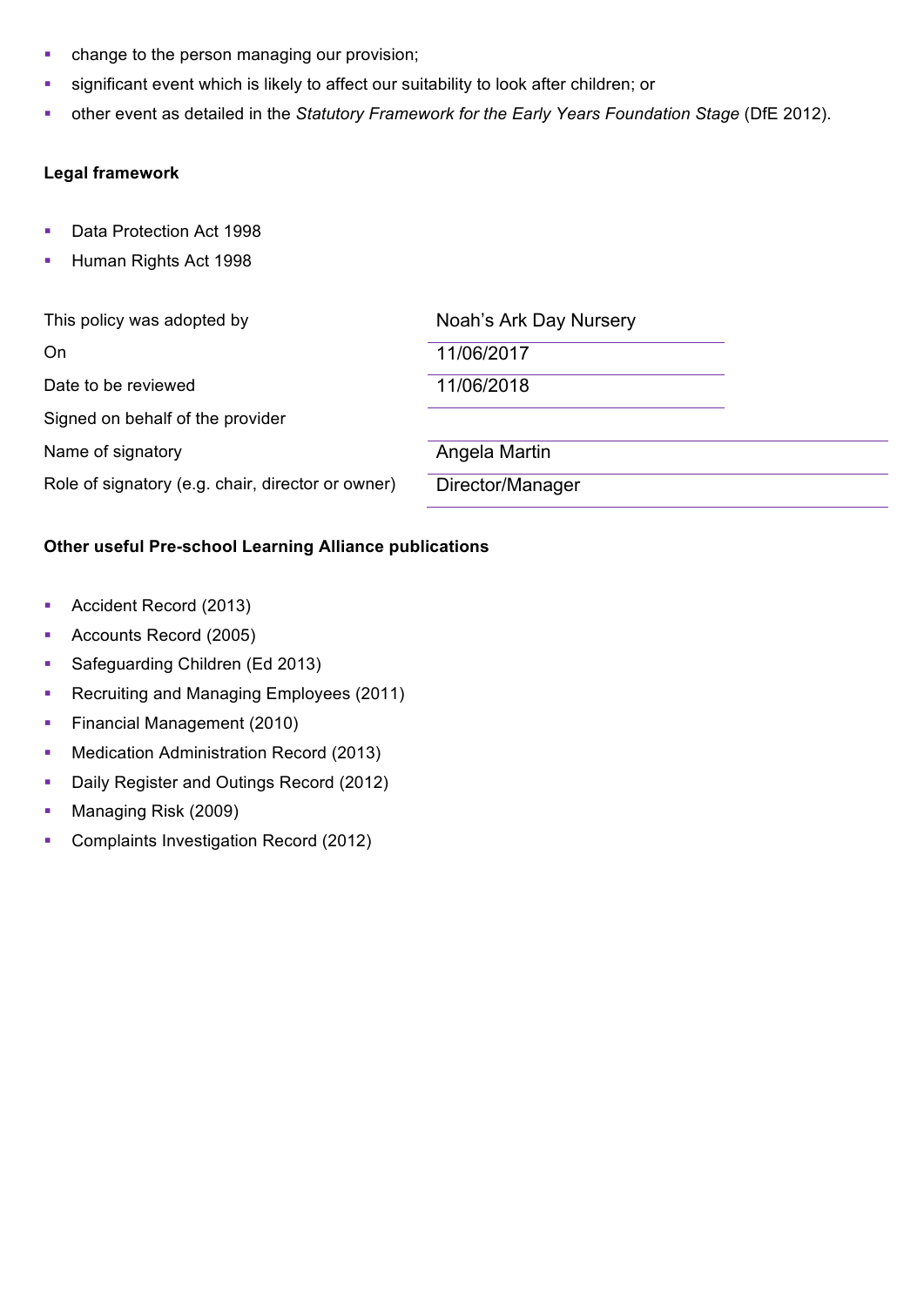- change to the person managing our provision;
- significant event which is likely to affect our suitability to look after children; or
- other event as detailed in the *Statutory Framework for the Early Years Foundation Stage* (DfE 2012).

**Legal framework**

- Data Protection Act 1998
- Human Rights Act 1998

| | |
|---|---|
| This policy was adopted by | Noah's Ark Day Nursery |
| On | 11/06/2017 |
| Date to be reviewed | 11/06/2018 |
| Signed on behalf of the provider | |
| Name of signatory | Angela Martin |
| Role of signatory (e.g. chair, director or owner) | Director/Manager |

**Other useful Pre-school Learning Alliance publications**

- Accident Record (2013)
- Accounts Record (2005)
- Safeguarding Children (Ed 2013)
- Recruiting and Managing Employees (2011)
- Financial Management (2010)
- Medication Administration Record (2013)
- Daily Register and Outings Record (2012)
- Managing Risk (2009)
- Complaints Investigation Record (2012)